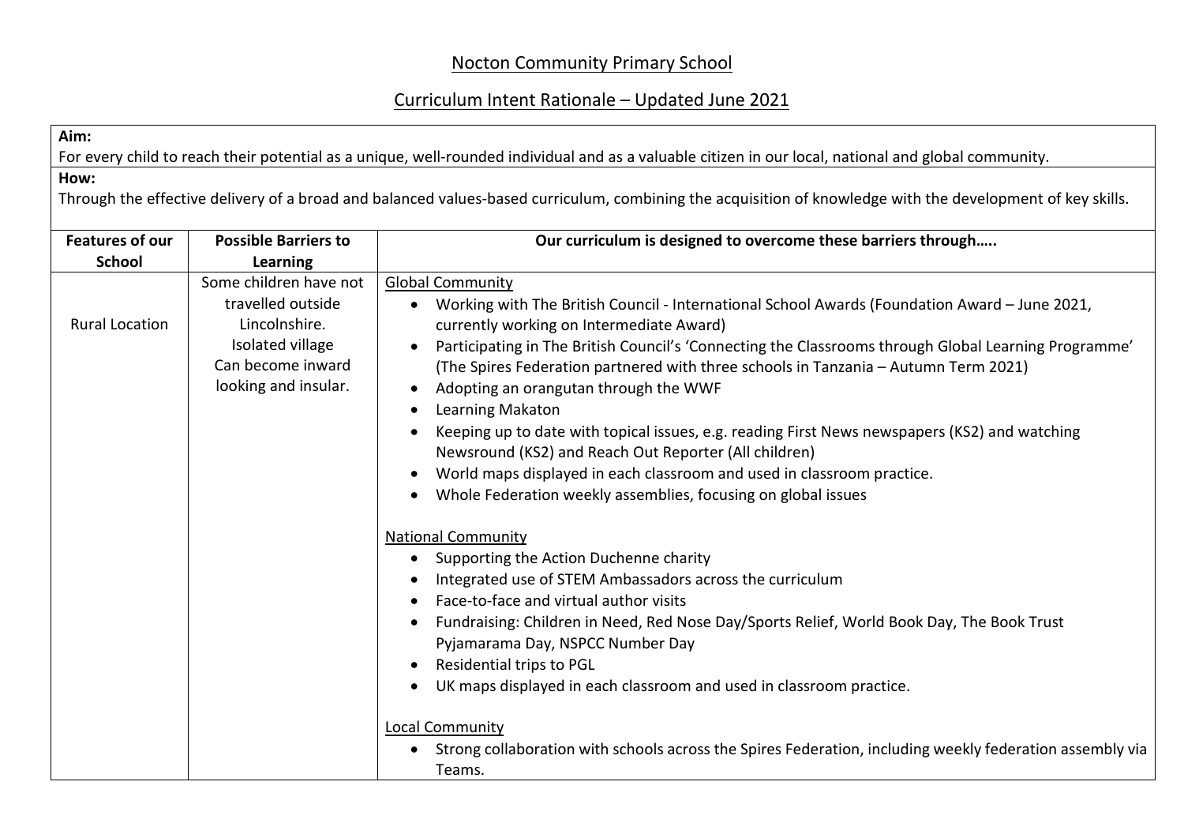# Nocton Community Primary School

## Curriculum Intent Rationale – Updated June 2021

**Aim:**
For every child to reach their potential as a unique, well-rounded individual and as a valuable citizen in our local, national and global community.

**How:**
Through the effective delivery of a broad and balanced values-based curriculum, combining the acquisition of knowledge with the development of key skills.

| Features of our School | Possible Barriers to Learning | Our curriculum is designed to overcome these barriers through….. |
|---|---|---|
| Rural Location | Some children have not travelled outside Lincolnshire.<br>Isolated village<br>Can become inward looking and insular. | <u>Global Community</u><br>• Working with The British Council - International School Awards (Foundation Award – June 2021, currently working on Intermediate Award)<br>• Participating in The British Council's 'Connecting the Classrooms through Global Learning Programme' (The Spires Federation partnered with three schools in Tanzania – Autumn Term 2021)<br>• Adopting an orangutan through the WWF<br>• Learning Makaton<br>• Keeping up to date with topical issues, e.g. reading First News newspapers (KS2) and watching Newsround (KS2) and Reach Out Reporter (All children)<br>• World maps displayed in each classroom and used in classroom practice.<br>• Whole Federation weekly assemblies, focusing on global issues<br><br><u>National Community</u><br>• Supporting the Action Duchenne charity<br>• Integrated use of STEM Ambassadors across the curriculum<br>• Face-to-face and virtual author visits<br>• Fundraising: Children in Need, Red Nose Day/Sports Relief, World Book Day, The Book Trust Pyjamarama Day, NSPCC Number Day<br>• Residential trips to PGL<br>• UK maps displayed in each classroom and used in classroom practice.<br><br><u>Local Community</u><br>• Strong collaboration with schools across the Spires Federation, including weekly federation assembly via Teams. |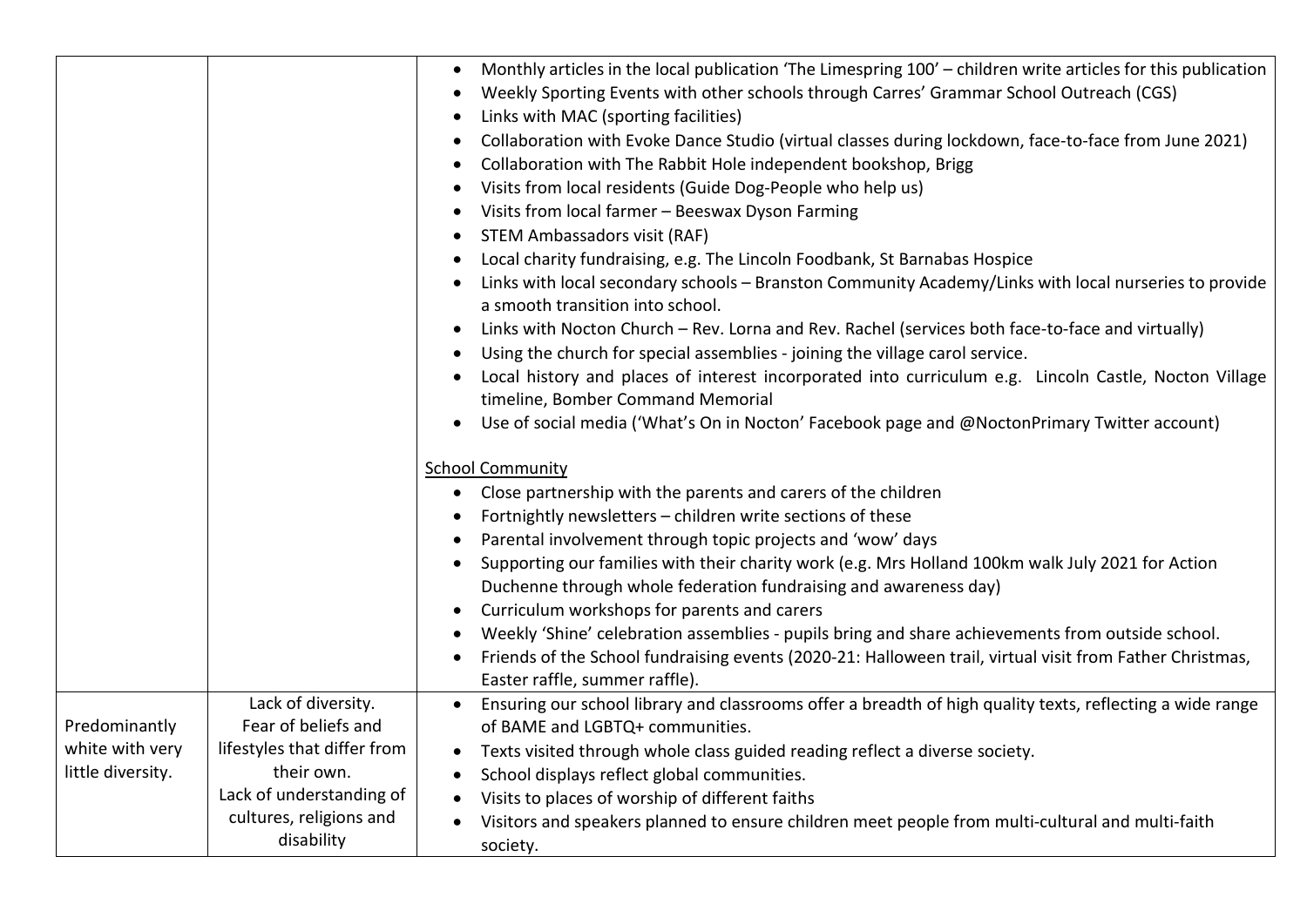| | | |
|---|---|---|
| | | • Monthly articles in the local publication 'The Limespring 100' – children write articles for this publication<br>• Weekly Sporting Events with other schools through Carres' Grammar School Outreach (CGS)<br>• Links with MAC (sporting facilities)<br>• Collaboration with Evoke Dance Studio (virtual classes during lockdown, face-to-face from June 2021)<br>• Collaboration with The Rabbit Hole independent bookshop, Brigg<br>• Visits from local residents (Guide Dog-People who help us)<br>• Visits from local farmer – Beeswax Dyson Farming<br>• STEM Ambassadors visit (RAF)<br>• Local charity fundraising, e.g. The Lincoln Foodbank, St Barnabas Hospice<br>• Links with local secondary schools – Branston Community Academy/Links with local nurseries to provide a smooth transition into school.<br>• Links with Nocton Church – Rev. Lorna and Rev. Rachel (services both face-to-face and virtually)<br>• Using the church for special assemblies - joining the village carol service.<br>• Local history and places of interest incorporated into curriculum e.g. Lincoln Castle, Nocton Village timeline, Bomber Command Memorial<br>• Use of social media ('What's On in Nocton' Facebook page and @NoctonPrimary Twitter account)<br><br><u>School Community</u><br>• Close partnership with the parents and carers of the children<br>• Fortnightly newsletters – children write sections of these<br>• Parental involvement through topic projects and 'wow' days<br>• Supporting our families with their charity work (e.g. Mrs Holland 100km walk July 2021 for Action Duchenne through whole federation fundraising and awareness day)<br>• Curriculum workshops for parents and carers<br>• Weekly 'Shine' celebration assemblies - pupils bring and share achievements from outside school.<br>• Friends of the School fundraising events (2020-21: Halloween trail, virtual visit from Father Christmas, Easter raffle, summer raffle). |
| Predominantly white with very little diversity. | Lack of diversity.<br>Fear of beliefs and lifestyles that differ from their own.<br>Lack of understanding of cultures, religions and disability | • Ensuring our school library and classrooms offer a breadth of high quality texts, reflecting a wide range of BAME and LGBTQ+ communities.<br>• Texts visited through whole class guided reading reflect a diverse society.<br>• School displays reflect global communities.<br>• Visits to places of worship of different faiths<br>• Visitors and speakers planned to ensure children meet people from multi-cultural and multi-faith society. |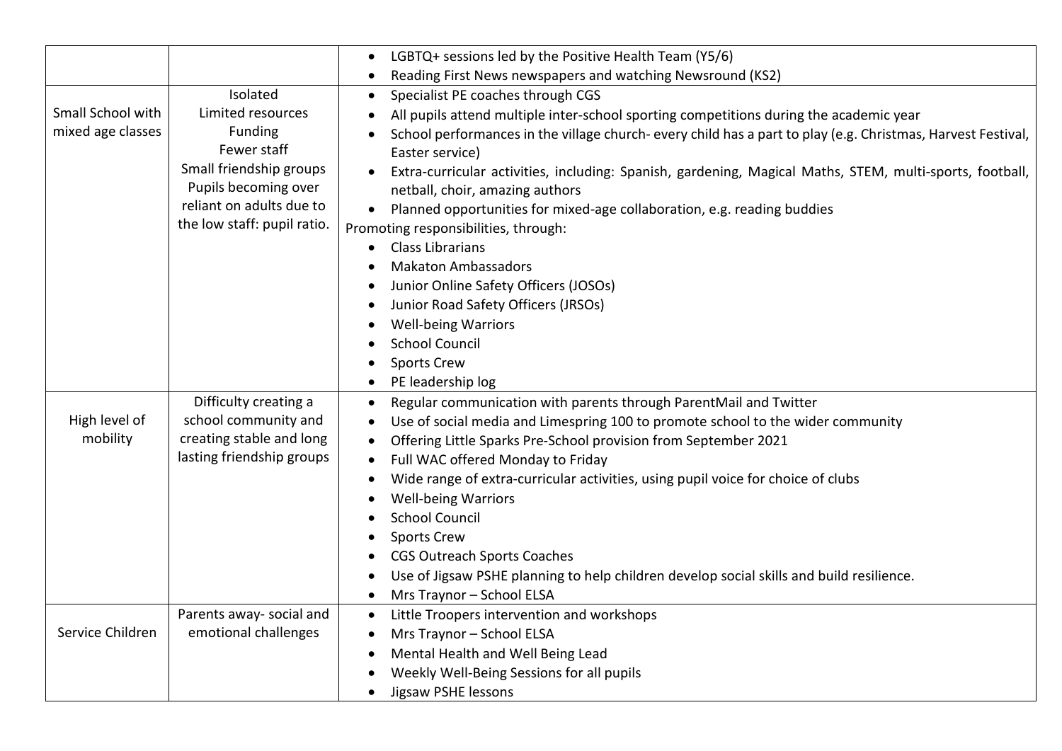| | | |
|---|---|---|
| | | • LGBTQ+ sessions led by the Positive Health Team (Y5/6)<br>• Reading First News newspapers and watching Newsround (KS2) |
| Small School with mixed age classes | Isolated<br>Limited resources<br>Funding<br>Fewer staff<br>Small friendship groups<br>Pupils becoming over reliant on adults due to the low staff: pupil ratio. | • Specialist PE coaches through CGS<br>• All pupils attend multiple inter-school sporting competitions during the academic year<br>• School performances in the village church- every child has a part to play (e.g. Christmas, Harvest Festival, Easter service)<br>• Extra-curricular activities, including: Spanish, gardening, Magical Maths, STEM, multi-sports, football, netball, choir, amazing authors<br>• Planned opportunities for mixed-age collaboration, e.g. reading buddies<br>Promoting responsibilities, through:<br>• Class Librarians<br>• Makaton Ambassadors<br>• Junior Online Safety Officers (JOSOs)<br>• Junior Road Safety Officers (JRSOs)<br>• Well-being Warriors<br>• School Council<br>• Sports Crew<br>• PE leadership log |
| High level of mobility | Difficulty creating a school community and creating stable and long lasting friendship groups | • Regular communication with parents through ParentMail and Twitter<br>• Use of social media and Limespring 100 to promote school to the wider community<br>• Offering Little Sparks Pre-School provision from September 2021<br>• Full WAC offered Monday to Friday<br>• Wide range of extra-curricular activities, using pupil voice for choice of clubs<br>• Well-being Warriors<br>• School Council<br>• Sports Crew<br>• CGS Outreach Sports Coaches<br>• Use of Jigsaw PSHE planning to help children develop social skills and build resilience.<br>• Mrs Traynor – School ELSA |
| Service Children | Parents away- social and emotional challenges | • Little Troopers intervention and workshops<br>• Mrs Traynor – School ELSA<br>• Mental Health and Well Being Lead<br>• Weekly Well-Being Sessions for all pupils<br>• Jigsaw PSHE lessons |